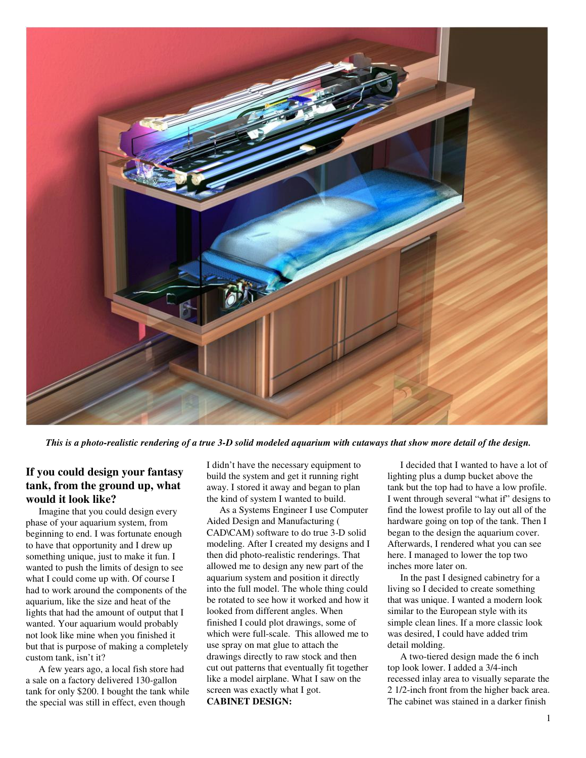*This is a photo-realistic rendering of a true 3-D solid modeled aquarium with cutaways that show more detail of the design.*

## If you could design your fantasy tank, from the ground up, what would it look like?

Imagine that you could design every phase of your aquarium system, from beginning to end. I was fortunate enough to have that opportunity and I drew up something unique, just to make it fun. I wanted to push the limits of design to see what I could come up with. Of course I had to work around the components of the aquarium, like the size and heat of the lights that had the amount of output that I wanted. Your aquarium would probably not look like mine when you finished it but that is purpose of making a completely custom tank, isn't it?

A few years ago, a local fish store had a sale on a factory delivered 130-gallon tank for only $200. I bought the tank while the special was still in effect, even though I didn't have the necessary equipment to build the system and get it running right away. I stored it away and began to plan the kind of system I wanted to build.

As a Systems Engineer I use Computer Aided Design and Manufacturing ( CAD\CAM) software to do true 3-D solid modeling. After I created my designs and I then did photo-realistic renderings. That allowed me to design any new part of the aquarium system and position it directly into the full model. The whole thing could be rotated to see how it worked and how it looked from different angles. When finished I could plot drawings, some of which were full-scale. This allowed me to use spray on mat glue to attach the drawings directly to raw stock and then cut out patterns that eventually fit together like a model airplane. What I saw on the screen was exactly what I got.

**CABINET DESIGN:**

I decided that I wanted to have a lot of lighting plus a dump bucket above the tank but the top had to have a low profile. I went through several "what if" designs to find the lowest profile to lay out all of the hardware going on top of the tank. Then I began to the design the aquarium cover. Afterwards, I rendered what you can see here. I managed to lower the top two inches more later on.

In the past I designed cabinetry for a living so I decided to create something that was unique. I wanted a modern look similar to the European style with its simple clean lines. If a more classic look was desired, I could have added trim detail molding.

A two-tiered design made the 6 inch top look lower. I added a 3/4-inch recessed inlay area to visually separate the 2 1/2-inch front from the higher back area. The cabinet was stained in a darker finish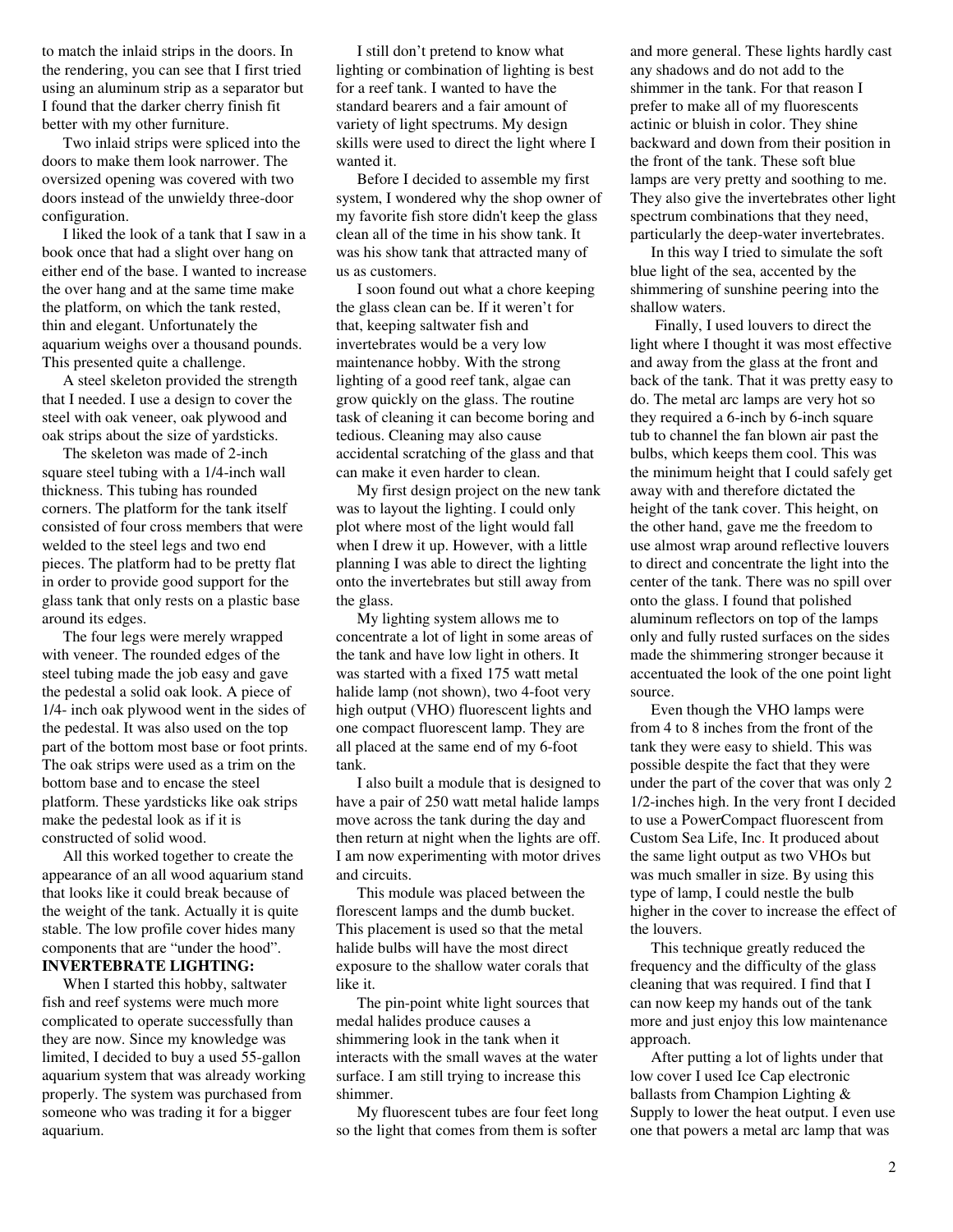to match the inlaid strips in the doors. In the rendering, you can see that I first tried using an aluminum strip as a separator but I found that the darker cherry finish fit better with my other furniture.

Two inlaid strips were spliced into the doors to make them look narrower. The oversized opening was covered with two doors instead of the unwieldy three-door configuration.

I liked the look of a tank that I saw in a book once that had a slight over hang on either end of the base. I wanted to increase the over hang and at the same time make the platform, on which the tank rested, thin and elegant. Unfortunately the aquarium weighs over a thousand pounds. This presented quite a challenge.

A steel skeleton provided the strength that I needed. I use a design to cover the steel with oak veneer, oak plywood and oak strips about the size of yardsticks.

The skeleton was made of 2-inch square steel tubing with a 1/4-inch wall thickness. This tubing has rounded corners. The platform for the tank itself consisted of four cross members that were welded to the steel legs and two end pieces. The platform had to be pretty flat in order to provide good support for the glass tank that only rests on a plastic base around its edges.

The four legs were merely wrapped with veneer. The rounded edges of the steel tubing made the job easy and gave the pedestal a solid oak look. A piece of 1/4- inch oak plywood went in the sides of the pedestal. It was also used on the top part of the bottom most base or foot prints. The oak strips were used as a trim on the bottom base and to encase the steel platform. These yardsticks like oak strips make the pedestal look as if it is constructed of solid wood.

All this worked together to create the appearance of an all wood aquarium stand that looks like it could break because of the weight of the tank. Actually it is quite stable. The low profile cover hides many components that are "under the hood".

**INVERTEBRATE LIGHTING:**

When I started this hobby, saltwater fish and reef systems were much more complicated to operate successfully than they are now. Since my knowledge was limited, I decided to buy a used 55-gallon aquarium system that was already working properly. The system was purchased from someone who was trading it for a bigger aquarium.

I still don't pretend to know what lighting or combination of lighting is best for a reef tank. I wanted to have the standard bearers and a fair amount of variety of light spectrums. My design skills were used to direct the light where I wanted it.

Before I decided to assemble my first system, I wondered why the shop owner of my favorite fish store didn't keep the glass clean all of the time in his show tank. It was his show tank that attracted many of us as customers.

I soon found out what a chore keeping the glass clean can be. If it weren't for that, keeping saltwater fish and invertebrates would be a very low maintenance hobby. With the strong lighting of a good reef tank, algae can grow quickly on the glass. The routine task of cleaning it can become boring and tedious. Cleaning may also cause accidental scratching of the glass and that can make it even harder to clean.

My first design project on the new tank was to layout the lighting. I could only plot where most of the light would fall when I drew it up. However, with a little planning I was able to direct the lighting onto the invertebrates but still away from the glass.

My lighting system allows me to concentrate a lot of light in some areas of the tank and have low light in others. It was started with a fixed 175 watt metal halide lamp (not shown), two 4-foot very high output (VHO) fluorescent lights and one compact fluorescent lamp. They are all placed at the same end of my 6-foot tank.

I also built a module that is designed to have a pair of 250 watt metal halide lamps move across the tank during the day and then return at night when the lights are off. I am now experimenting with motor drives and circuits.

This module was placed between the florescent lamps and the dumb bucket. This placement is used so that the metal halide bulbs will have the most direct exposure to the shallow water corals that like it.

The pin-point white light sources that medal halides produce causes a shimmering look in the tank when it interacts with the small waves at the water surface. I am still trying to increase this shimmer.

My fluorescent tubes are four feet long so the light that comes from them is softer and more general. These lights hardly cast any shadows and do not add to the shimmer in the tank. For that reason I prefer to make all of my fluorescents actinic or bluish in color. They shine backward and down from their position in the front of the tank. These soft blue lamps are very pretty and soothing to me. They also give the invertebrates other light spectrum combinations that they need, particularly the deep-water invertebrates.

In this way I tried to simulate the soft blue light of the sea, accented by the shimmering of sunshine peering into the shallow waters.

Finally, I used louvers to direct the light where I thought it was most effective and away from the glass at the front and back of the tank. That it was pretty easy to do. The metal arc lamps are very hot so they required a 6-inch by 6-inch square tub to channel the fan blown air past the bulbs, which keeps them cool. This was the minimum height that I could safely get away with and therefore dictated the height of the tank cover. This height, on the other hand, gave me the freedom to use almost wrap around reflective louvers to direct and concentrate the light into the center of the tank. There was no spill over onto the glass. I found that polished aluminum reflectors on top of the lamps only and fully rusted surfaces on the sides made the shimmering stronger because it accentuated the look of the one point light source.

Even though the VHO lamps were from 4 to 8 inches from the front of the tank they were easy to shield. This was possible despite the fact that they were under the part of the cover that was only 2 1/2-inches high. In the very front I decided to use a PowerCompact fluorescent from Custom Sea Life, Inc. It produced about the same light output as two VHOs but was much smaller in size. By using this type of lamp, I could nestle the bulb higher in the cover to increase the effect of the louvers.

This technique greatly reduced the frequency and the difficulty of the glass cleaning that was required. I find that I can now keep my hands out of the tank more and just enjoy this low maintenance approach.

After putting a lot of lights under that low cover I used Ice Cap electronic ballasts from Champion Lighting & Supply to lower the heat output. I even use one that powers a metal arc lamp that was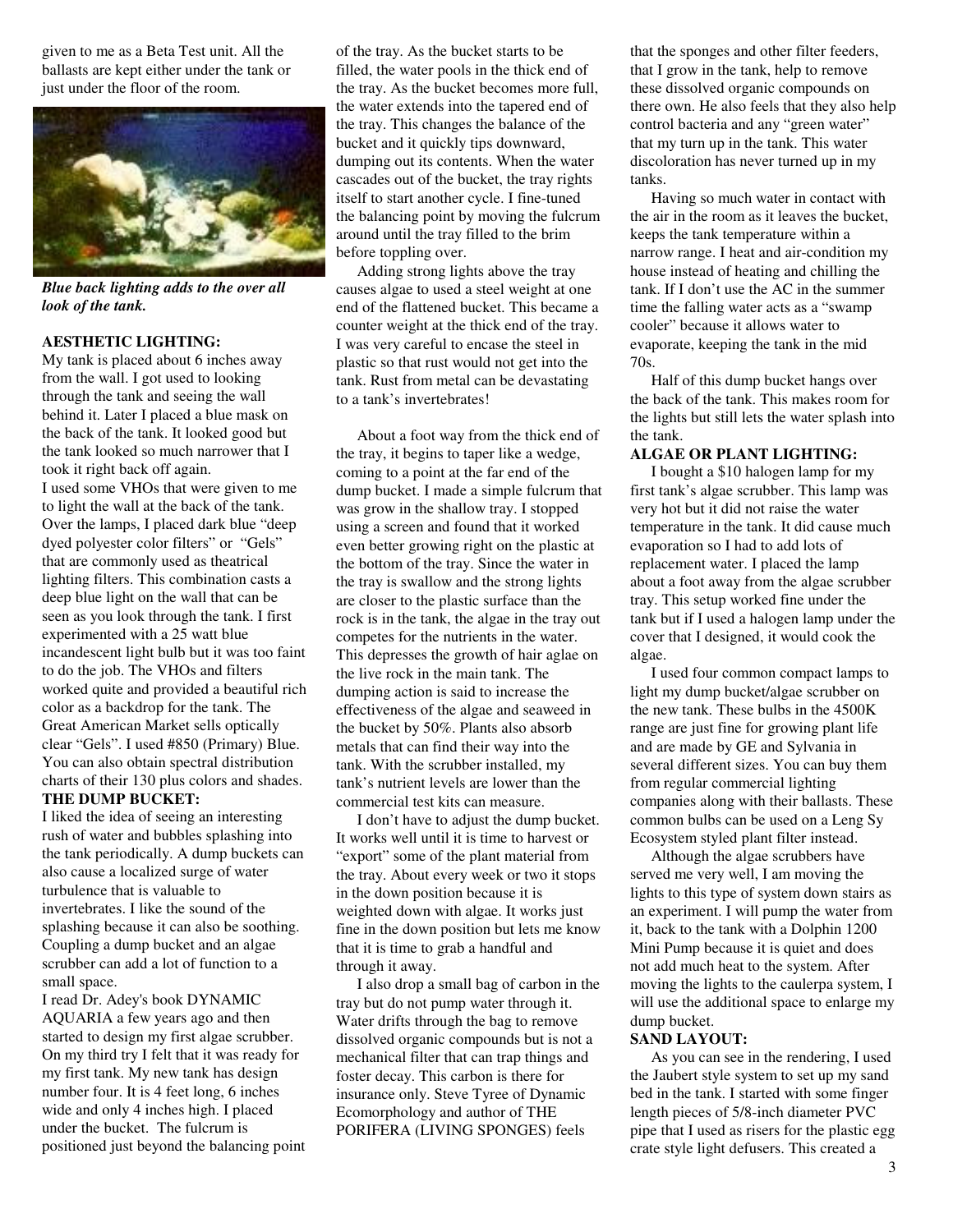given to me as a Beta Test unit. All the ballasts are kept either under the tank or just under the floor of the room.

***Blue back lighting adds to the over all look of the tank.***

**AESTHETIC LIGHTING:**

My tank is placed about 6 inches away from the wall. I got used to looking through the tank and seeing the wall behind it. Later I placed a blue mask on the back of the tank. It looked good but the tank looked so much narrower that I took it right back off again.

I used some VHOs that were given to me to light the wall at the back of the tank. Over the lamps, I placed dark blue "deep dyed polyester color filters" or "Gels" that are commonly used as theatrical lighting filters. This combination casts a deep blue light on the wall that can be seen as you look through the tank. I first experimented with a 25 watt blue incandescent light bulb but it was too faint to do the job. The VHOs and filters worked quite and provided a beautiful rich color as a backdrop for the tank. The Great American Market sells optically clear "Gels". I used #850 (Primary) Blue. You can also obtain spectral distribution charts of their 130 plus colors and shades.

**THE DUMP BUCKET:**

I liked the idea of seeing an interesting rush of water and bubbles splashing into the tank periodically. A dump buckets can also cause a localized surge of water turbulence that is valuable to invertebrates. I like the sound of the splashing because it can also be soothing. Coupling a dump bucket and an algae scrubber can add a lot of function to a small space.

I read Dr. Adey's book DYNAMIC AQUARIA a few years ago and then started to design my first algae scrubber. On my third try I felt that it was ready for my first tank. My new tank has design number four. It is 4 feet long, 6 inches wide and only 4 inches high. I placed under the bucket. The fulcrum is positioned just beyond the balancing point of the tray. As the bucket starts to be filled, the water pools in the thick end of the tray. As the bucket becomes more full, the water extends into the tapered end of the tray. This changes the balance of the bucket and it quickly tips downward, dumping out its contents. When the water cascades out of the bucket, the tray rights itself to start another cycle. I fine-tuned the balancing point by moving the fulcrum around until the tray filled to the brim before toppling over.

Adding strong lights above the tray causes algae to used a steel weight at one end of the flattened bucket. This became a counter weight at the thick end of the tray. I was very careful to encase the steel in plastic so that rust would not get into the tank. Rust from metal can be devastating to a tank's invertebrates!

About a foot way from the thick end of the tray, it begins to taper like a wedge, coming to a point at the far end of the dump bucket. I made a simple fulcrum that was grow in the shallow tray. I stopped using a screen and found that it worked even better growing right on the plastic at the bottom of the tray. Since the water in the tray is swallow and the strong lights are closer to the plastic surface than the rock is in the tank, the algae in the tray out competes for the nutrients in the water. This depresses the growth of hair aglae on the live rock in the main tank. The dumping action is said to increase the effectiveness of the algae and seaweed in the bucket by 50%. Plants also absorb metals that can find their way into the tank. With the scrubber installed, my tank's nutrient levels are lower than the commercial test kits can measure.

I don't have to adjust the dump bucket. It works well until it is time to harvest or "export" some of the plant material from the tray. About every week or two it stops in the down position because it is weighted down with algae. It works just fine in the down position but lets me know that it is time to grab a handful and through it away.

I also drop a small bag of carbon in the tray but do not pump water through it. Water drifts through the bag to remove dissolved organic compounds but is not a mechanical filter that can trap things and foster decay. This carbon is there for insurance only. Steve Tyree of Dynamic Ecomorphology and author of THE PORIFERA (LIVING SPONGES) feels that the sponges and other filter feeders, that I grow in the tank, help to remove these dissolved organic compounds on there own. He also feels that they also help control bacteria and any "green water" that my turn up in the tank. This water discoloration has never turned up in my tanks.

Having so much water in contact with the air in the room as it leaves the bucket, keeps the tank temperature within a narrow range. I heat and air-condition my house instead of heating and chilling the tank. If I don't use the AC in the summer time the falling water acts as a "swamp cooler" because it allows water to evaporate, keeping the tank in the mid 70s.

Half of this dump bucket hangs over the back of the tank. This makes room for the lights but still lets the water splash into the tank.

**ALGAE OR PLANT LIGHTING:**

I bought a \$10 halogen lamp for my first tank's algae scrubber. This lamp was very hot but it did not raise the water temperature in the tank. It did cause much evaporation so I had to add lots of replacement water. I placed the lamp about a foot away from the algae scrubber tray. This setup worked fine under the tank but if I used a halogen lamp under the cover that I designed, it would cook the algae.

I used four common compact lamps to light my dump bucket/algae scrubber on the new tank. These bulbs in the 4500K range are just fine for growing plant life and are made by GE and Sylvania in several different sizes. You can buy them from regular commercial lighting companies along with their ballasts. These common bulbs can be used on a Leng Sy Ecosystem styled plant filter instead.

Although the algae scrubbers have served me very well, I am moving the lights to this type of system down stairs as an experiment. I will pump the water from it, back to the tank with a Dolphin 1200 Mini Pump because it is quiet and does not add much heat to the system. After moving the lights to the caulerpa system, I will use the additional space to enlarge my dump bucket.

**SAND LAYOUT:**

As you can see in the rendering, I used the Jaubert style system to set up my sand bed in the tank. I started with some finger length pieces of 5/8-inch diameter PVC pipe that I used as risers for the plastic egg crate style light defusers. This created a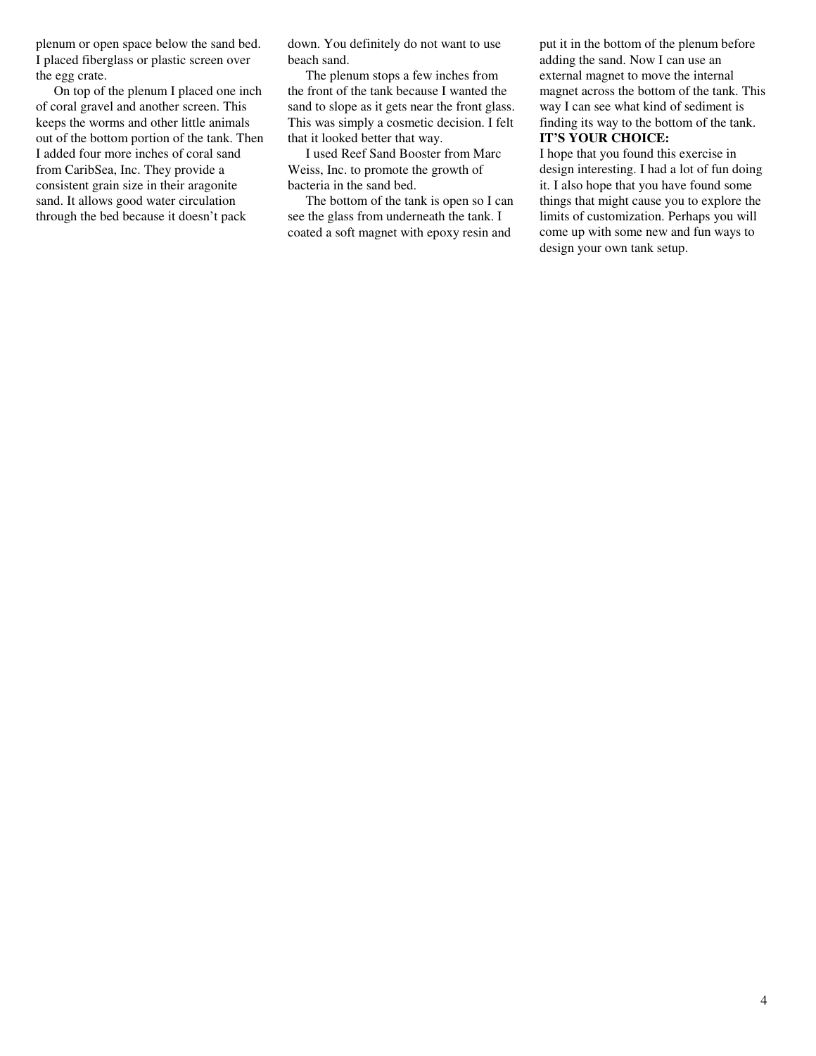plenum or open space below the sand bed. I placed fiberglass or plastic screen over the egg crate.

On top of the plenum I placed one inch of coral gravel and another screen. This keeps the worms and other little animals out of the bottom portion of the tank. Then I added four more inches of coral sand from CaribSea, Inc. They provide a consistent grain size in their aragonite sand. It allows good water circulation through the bed because it doesn't pack down. You definitely do not want to use beach sand.

The plenum stops a few inches from the front of the tank because I wanted the sand to slope as it gets near the front glass. This was simply a cosmetic decision. I felt that it looked better that way.

I used Reef Sand Booster from Marc Weiss, Inc. to promote the growth of bacteria in the sand bed.

The bottom of the tank is open so I can see the glass from underneath the tank. I coated a soft magnet with epoxy resin and put it in the bottom of the plenum before adding the sand. Now I can use an external magnet to move the internal magnet across the bottom of the tank. This way I can see what kind of sediment is finding its way to the bottom of the tank.

**IT'S YOUR CHOICE:**

I hope that you found this exercise in design interesting. I had a lot of fun doing it. I also hope that you have found some things that might cause you to explore the limits of customization. Perhaps you will come up with some new and fun ways to design your own tank setup.